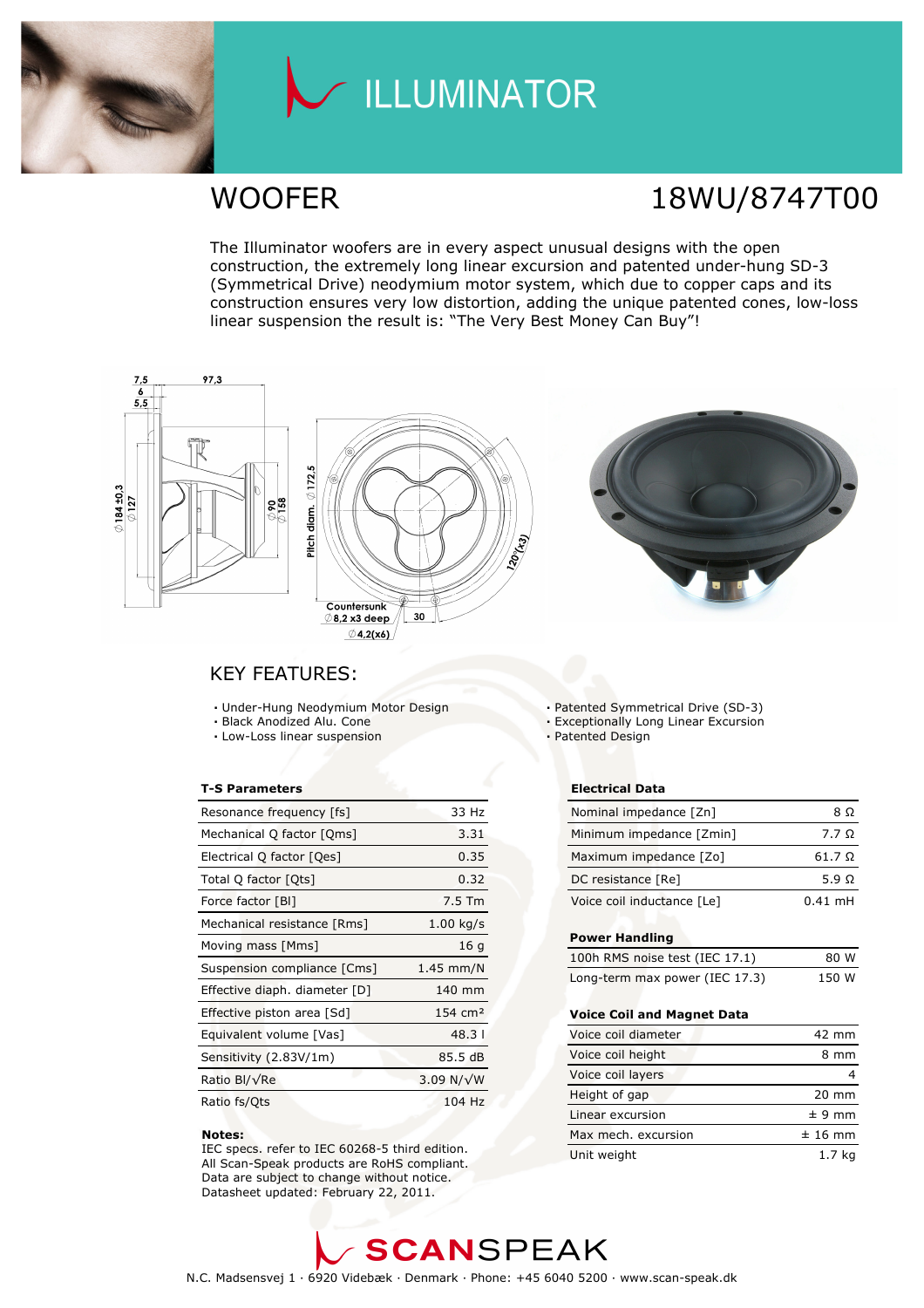# ILLUMINATOR

## WOOFER

## 18WU/8747T00

The Illuminator woofers are in every aspect unusual designs with the open construction, the extremely long linear excursion and patented under-hung SD-3 (Symmetrical Drive) neodymium motor system, which due to copper caps and its construction ensures very low distortion, adding the unique patented cones, low-loss linear suspension the result is: "The Very Best Money Can Buy"!

## KEY FEATURES:

- Under-Hung Neodymium Motor Design
- Black Anodized Alu. Cone
- Low-Loss linear suspension
- Patented Symmetrical Drive (SD-3)
- Exceptionally Long Linear Excursion
- Patented Design

**T-S Parameters**

| | |
|---|---|
| Resonance frequency [fs] | 33 Hz |
| Mechanical Q factor [Qms] | 3.31 |
| Electrical Q factor [Qes] | 0.35 |
| Total Q factor [Qts] | 0.32 |
| Force factor [Bl] | 7.5 Tm |
| Mechanical resistance [Rms] | 1.00 kg/s |
| Moving mass [Mms] | 16 g |
| Suspension compliance [Cms] | 1.45 mm/N |
| Effective diaph. diameter [D] | 140 mm |
| Effective piston area [Sd] | 154 cm² |
| Equivalent volume [Vas] | 48.3 l |
| Sensitivity (2.83V/1m) | 85.5 dB |
| Ratio Bl/√Re | 3.09 N/√W |
| Ratio fs/Qts | 104 Hz |

**Notes:**
IEC specs. refer to IEC 60268-5 third edition.
All Scan-Speak products are RoHS compliant.
Data are subject to change without notice.
Datasheet updated: February 22, 2011.

**Electrical Data**

| | |
|---|---|
| Nominal impedance [Zn] | 8 Ω |
| Minimum impedance [Zmin] | 7.7 Ω |
| Maximum impedance [Zo] | 61.7 Ω |
| DC resistance [Re] | 5.9 Ω |
| Voice coil inductance [Le] | 0.41 mH |

**Power Handling**

| | |
|---|---|
| 100h RMS noise test (IEC 17.1) | 80 W |
| Long-term max power (IEC 17.3) | 150 W |

**Voice Coil and Magnet Data**

| | |
|---|---|
| Voice coil diameter | 42 mm |
| Voice coil height | 8 mm |
| Voice coil layers | 4 |
| Height of gap | 20 mm |
| Linear excursion | ± 9 mm |
| Max mech. excursion | ± 16 mm |
| Unit weight | 1.7 kg |

**SCANSPEAK**

N.C. Madsensvej 1 · 6920 Videbæk · Denmark · Phone: +45 6040 5200 · www.scan-speak.dk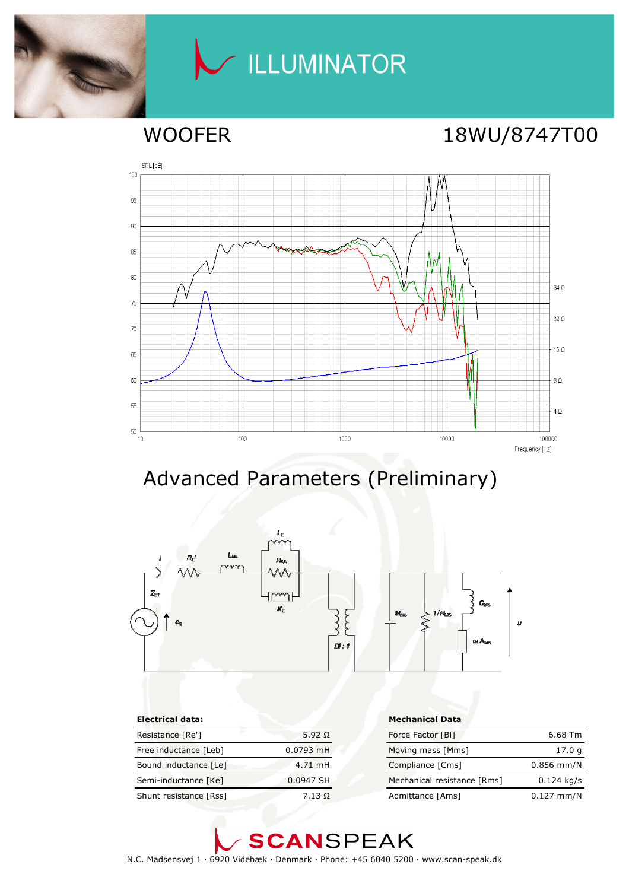ILLUMINATOR

# WOOFER

# 18WU/8747T00

SPL [dB]

100
95
90
85
80
75
70
65
60
55
50

64 Ω
32 Ω
16 Ω
8 Ω
4 Ω

10
100
1000
10000
100000

Frequency [Hz]

## Advanced Parameters (Preliminary)

$i$
$R_E'$
$L_{eb}$
$L_E$
$R_{SS}$
$K_E$
$Z_{ET}$
$e_g$
$Bl : 1$
$M_{MS}$
$1/R_{MS}$
$C_{MS}$
$\omega A_{MS}$
$u$

| **Electrical data:** | |
|---|---|
| Resistance [Re'] | 5.92 Ω |
| Free inductance [Leb] | 0.0793 mH |
| Bound inductance [Le] | 4.71 mH |
| Semi-inductance [Ke] | 0.0947 SH |
| Shunt resistance [Rss] | 7.13 Ω |

| **Mechanical Data** | |
|---|---|
| Force Factor [Bl] | 6.68 Tm |
| Moving mass [Mms] | 17.0 g |
| Compliance [Cms] | 0.856 mm/N |
| Mechanical resistance [Rms] | 0.124 kg/s |
| Admittance [Ams] | 0.127 mm/N |

SCANSPEAK

N.C. Madsensvej 1 · 6920 Videbæk · Denmark · Phone: +45 6040 5200 · www.scan-speak.dk